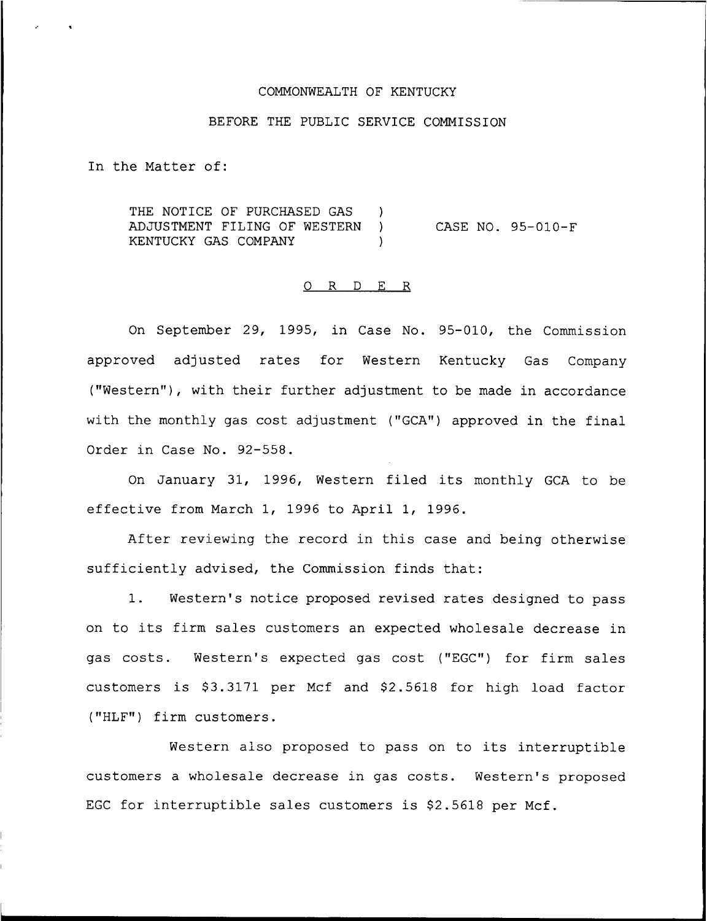COMMONWEALTH OF KENTUCKY

BEFORE THE PUBLIC SERVICE COMMISSION

In the Matter of:

THE NOTICE OF PURCHASED GAS ADJUSTMENT FILING OF WESTERN KENTUCKY GAS COMPANY ) CASE NO. 95-010-F

O R D E R

On September 29, 1995, in Case No. 95-010, the Commission approved adjusted rates for Western Kentucky Gas Company ("Western"), with their further adjustment to be made in accordance with the monthly gas cost adjustment ("GCA") approved in the final Order in Case No. 92-558.

On January 31, 1996, Western filed its monthly GCA to be effective from March 1, 1996 to April 1, 1996.

After reviewing the record in this case and being otherwise sufficiently advised, the Commission finds that:

1. Western's notice proposed revised rates designed to pass on to its firm sales customers an expected wholesale decrease in gas costs. Western's expected gas cost ("EGC") for firm sales customers is $3.3171 per Mcf and $2.5618 for high load factor ("HLF") firm customers.

Western also proposed to pass on to its interruptible customers a wholesale decrease in gas costs. Western's proposed EGC for interruptible sales customers is $2.5618 per Mcf.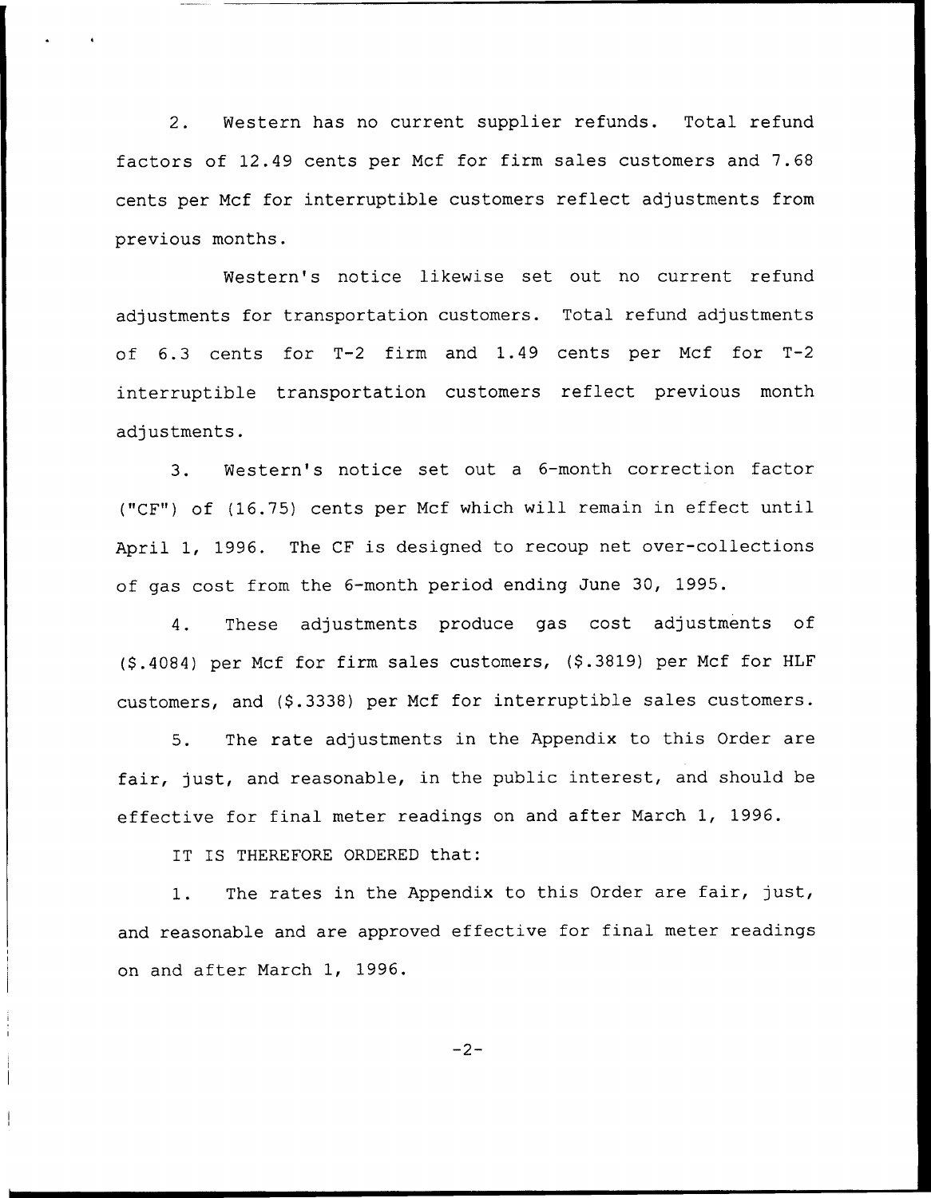2. Western has no current supplier refunds. Total refund factors of 12.49 cents per Mcf for firm sales customers and 7.68 cents per Mcf for interruptible customers reflect adjustments from previous months.

Western's notice likewise set out no current refund adjustments for transportation customers. Total refund adjustments of 6.3 cents for T-2 firm and 1.49 cents per Mcf for T-2 interruptible transportation customers reflect previous month adjustments.

3. Western's notice set out a 6-month correction factor ("CF") of (16.75) cents per Mcf which will remain in effect until April 1, 1996. The CF is designed to recoup net over-collections of gas cost from the 6-month period ending June 30, 1995.

4. These adjustments produce gas cost adjustments of ($.4084) per Mcf for firm sales customers, ($.3819) per Mcf for HLF customers, and ($.3338) per Mcf for interruptible sales customers.

5. The rate adjustments in the Appendix to this Order are fair, just, and reasonable, in the public interest, and should be effective for final meter readings on and after March 1, 1996.

IT IS THEREFORE ORDERED that:

1. The rates in the Appendix to this Order are fair, just, and reasonable and are approved effective for final meter readings on and after March 1, 1996.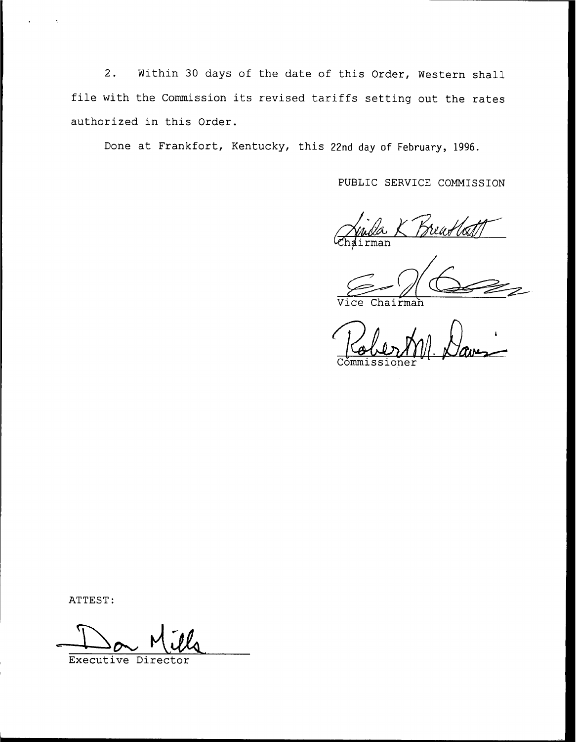2. Within 30 days of the date of this Order, Western shall file with the Commission its revised tariffs setting out the rates authorized in this Order.

Done at Frankfort, Kentucky, this 22nd day of February, 1996.

PUBLIC SERVICE COMMISSION

Linda K. Breathitt
Chairman

Vice Chairman

Robert M. Davis
Commissioner

ATTEST:

Don Mills
Executive Director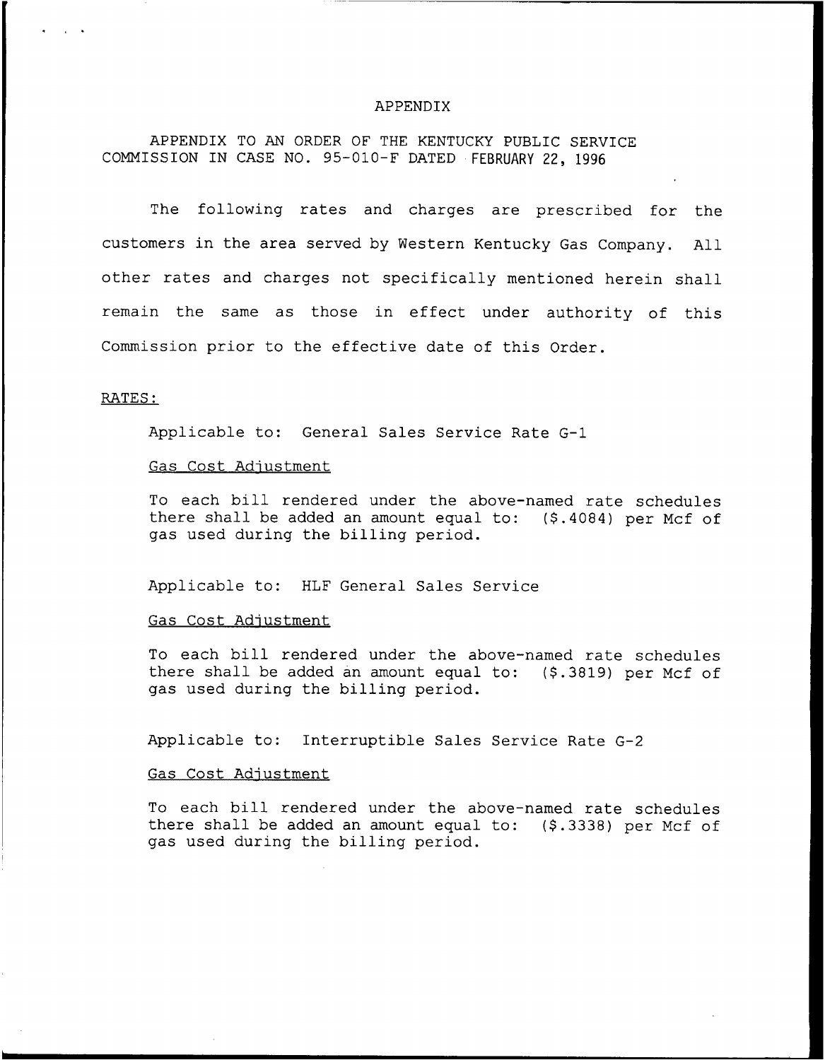# APPENDIX

APPENDIX TO AN ORDER OF THE KENTUCKY PUBLIC SERVICE COMMISSION IN CASE NO. 95-010-F DATED FEBRUARY 22, 1996

The following rates and charges are prescribed for the customers in the area served by Western Kentucky Gas Company. All other rates and charges not specifically mentioned herein shall remain the same as those in effect under authority of this Commission prior to the effective date of this Order.

RATES:

Applicable to: General Sales Service Rate G-1

Gas Cost Adjustment

To each bill rendered under the above-named rate schedules there shall be added an amount equal to: ($.4084) per Mcf of gas used during the billing period.

Applicable to: HLF General Sales Service

Gas Cost Adjustment

To each bill rendered under the above-named rate schedules there shall be added an amount equal to: ($.3819) per Mcf of gas used during the billing period.

Applicable to: Interruptible Sales Service Rate G-2

Gas Cost Adjustment

To each bill rendered under the above-named rate schedules there shall be added an amount equal to: ($.3338) per Mcf of gas used during the billing period.